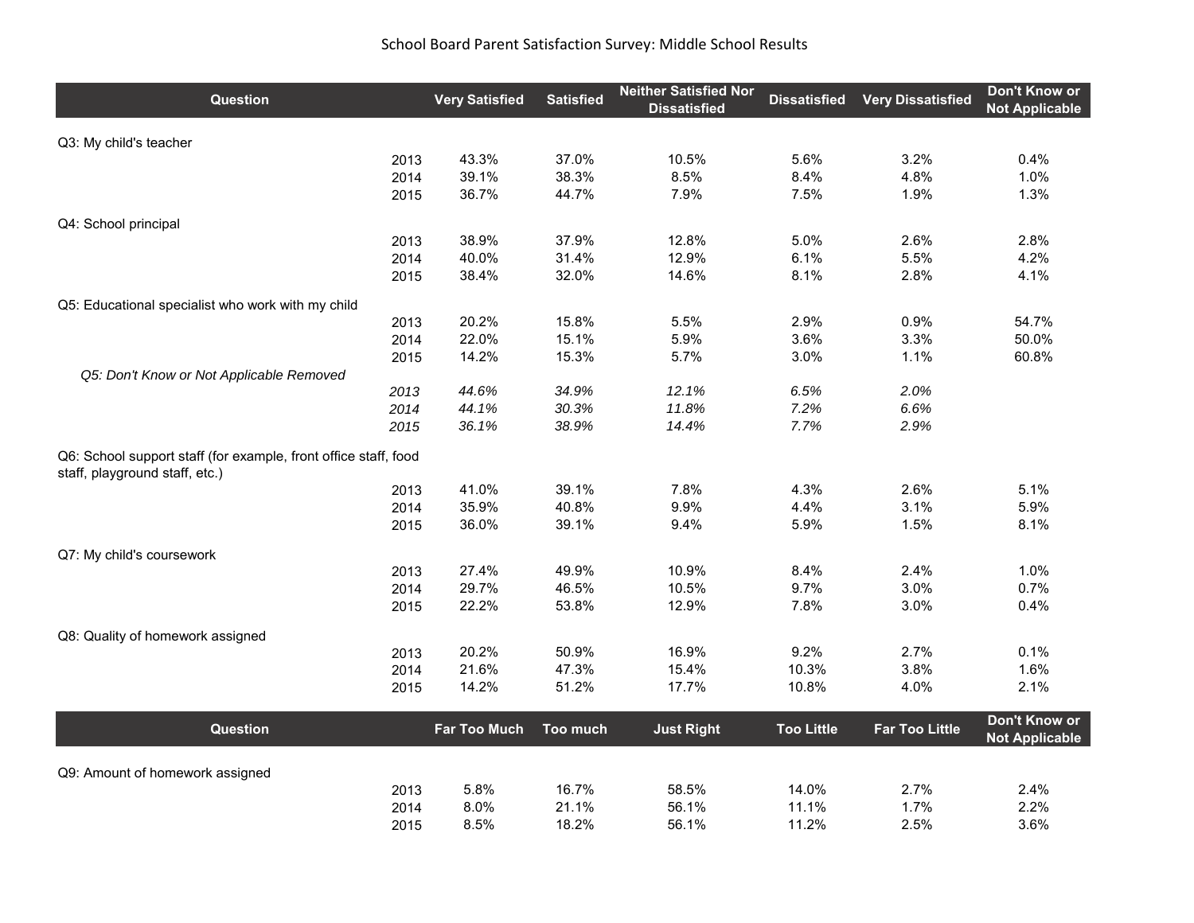# School Board Parent Satisfaction Survey: Middle School Results

| Question | | Very Satisfied | Satisfied | Neither Satisfied Nor Dissatisfied | Dissatisfied | Very Dissatisfied | Don't Know or Not Applicable |
|---|---|---|---|---|---|---|---|
| Q3: My child's teacher | | | | | | | |
| | 2013 | 43.3% | 37.0% | 10.5% | 5.6% | 3.2% | 0.4% |
| | 2014 | 39.1% | 38.3% | 8.5% | 8.4% | 4.8% | 1.0% |
| | 2015 | 36.7% | 44.7% | 7.9% | 7.5% | 1.9% | 1.3% |
| Q4: School principal | | | | | | | |
| | 2013 | 38.9% | 37.9% | 12.8% | 5.0% | 2.6% | 2.8% |
| | 2014 | 40.0% | 31.4% | 12.9% | 6.1% | 5.5% | 4.2% |
| | 2015 | 38.4% | 32.0% | 14.6% | 8.1% | 2.8% | 4.1% |
| Q5: Educational specialist who work with my child | | | | | | | |
| | 2013 | 20.2% | 15.8% | 5.5% | 2.9% | 0.9% | 54.7% |
| | 2014 | 22.0% | 15.1% | 5.9% | 3.6% | 3.3% | 50.0% |
| | 2015 | 14.2% | 15.3% | 5.7% | 3.0% | 1.1% | 60.8% |
| *Q5: Don't Know or Not Applicable Removed* | | | | | | | |
| | *2013* | *44.6%* | *34.9%* | *12.1%* | *6.5%* | *2.0%* | |
| | *2014* | *44.1%* | *30.3%* | *11.8%* | *7.2%* | *6.6%* | |
| | *2015* | *36.1%* | *38.9%* | *14.4%* | *7.7%* | *2.9%* | |
| Q6: School support staff (for example, front office staff, food staff, playground staff, etc.) | | | | | | | |
| | 2013 | 41.0% | 39.1% | 7.8% | 4.3% | 2.6% | 5.1% |
| | 2014 | 35.9% | 40.8% | 9.9% | 4.4% | 3.1% | 5.9% |
| | 2015 | 36.0% | 39.1% | 9.4% | 5.9% | 1.5% | 8.1% |
| Q7: My child's coursework | | | | | | | |
| | 2013 | 27.4% | 49.9% | 10.9% | 8.4% | 2.4% | 1.0% |
| | 2014 | 29.7% | 46.5% | 10.5% | 9.7% | 3.0% | 0.7% |
| | 2015 | 22.2% | 53.8% | 12.9% | 7.8% | 3.0% | 0.4% |
| Q8: Quality of homework assigned | | | | | | | |
| | 2013 | 20.2% | 50.9% | 16.9% | 9.2% | 2.7% | 0.1% |
| | 2014 | 21.6% | 47.3% | 15.4% | 10.3% | 3.8% | 1.6% |
| | 2015 | 14.2% | 51.2% | 17.7% | 10.8% | 4.0% | 2.1% |

| Question | | Far Too Much | Too much | Just Right | Too Little | Far Too Little | Don't Know or Not Applicable |
|---|---|---|---|---|---|---|---|
| Q9: Amount of homework assigned | | | | | | | |
| | 2013 | 5.8% | 16.7% | 58.5% | 14.0% | 2.7% | 2.4% |
| | 2014 | 8.0% | 21.1% | 56.1% | 11.1% | 1.7% | 2.2% |
| | 2015 | 8.5% | 18.2% | 56.1% | 11.2% | 2.5% | 3.6% |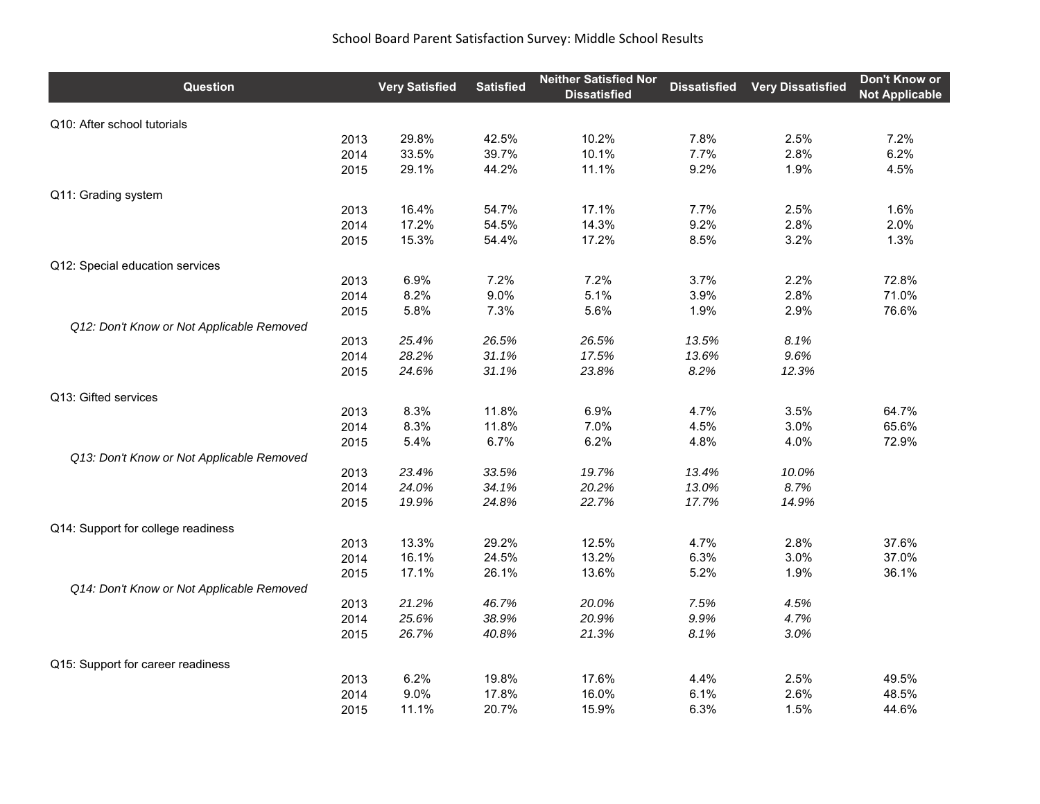# School Board Parent Satisfaction Survey: Middle School Results

| Question | | Very Satisfied | Satisfied | Neither Satisfied Nor Dissatisfied | Dissatisfied | Very Dissatisfied | Don't Know or Not Applicable |
|---|---|---|---|---|---|---|---|
| Q10: After school tutorials | | | | | | | |
| | 2013 | 29.8% | 42.5% | 10.2% | 7.8% | 2.5% | 7.2% |
| | 2014 | 33.5% | 39.7% | 10.1% | 7.7% | 2.8% | 6.2% |
| | 2015 | 29.1% | 44.2% | 11.1% | 9.2% | 1.9% | 4.5% |
| Q11: Grading system | | | | | | | |
| | 2013 | 16.4% | 54.7% | 17.1% | 7.7% | 2.5% | 1.6% |
| | 2014 | 17.2% | 54.5% | 14.3% | 9.2% | 2.8% | 2.0% |
| | 2015 | 15.3% | 54.4% | 17.2% | 8.5% | 3.2% | 1.3% |
| Q12: Special education services | | | | | | | |
| | 2013 | 6.9% | 7.2% | 7.2% | 3.7% | 2.2% | 72.8% |
| | 2014 | 8.2% | 9.0% | 5.1% | 3.9% | 2.8% | 71.0% |
| | 2015 | 5.8% | 7.3% | 5.6% | 1.9% | 2.9% | 76.6% |
| *Q12: Don't Know or Not Applicable Removed* | | | | | | | |
| | 2013 | *25.4%* | *26.5%* | *26.5%* | *13.5%* | *8.1%* | |
| | 2014 | *28.2%* | *31.1%* | *17.5%* | *13.6%* | *9.6%* | |
| | 2015 | *24.6%* | *31.1%* | *23.8%* | *8.2%* | *12.3%* | |
| Q13: Gifted services | | | | | | | |
| | 2013 | 8.3% | 11.8% | 6.9% | 4.7% | 3.5% | 64.7% |
| | 2014 | 8.3% | 11.8% | 7.0% | 4.5% | 3.0% | 65.6% |
| | 2015 | 5.4% | 6.7% | 6.2% | 4.8% | 4.0% | 72.9% |
| *Q13: Don't Know or Not Applicable Removed* | | | | | | | |
| | 2013 | *23.4%* | *33.5%* | *19.7%* | *13.4%* | *10.0%* | |
| | 2014 | *24.0%* | *34.1%* | *20.2%* | *13.0%* | *8.7%* | |
| | 2015 | *19.9%* | *24.8%* | *22.7%* | *17.7%* | *14.9%* | |
| Q14: Support for college readiness | | | | | | | |
| | 2013 | 13.3% | 29.2% | 12.5% | 4.7% | 2.8% | 37.6% |
| | 2014 | 16.1% | 24.5% | 13.2% | 6.3% | 3.0% | 37.0% |
| | 2015 | 17.1% | 26.1% | 13.6% | 5.2% | 1.9% | 36.1% |
| *Q14: Don't Know or Not Applicable Removed* | | | | | | | |
| | 2013 | *21.2%* | *46.7%* | *20.0%* | *7.5%* | *4.5%* | |
| | 2014 | *25.6%* | *38.9%* | *20.9%* | *9.9%* | *4.7%* | |
| | 2015 | *26.7%* | *40.8%* | *21.3%* | *8.1%* | *3.0%* | |
| Q15: Support for career readiness | | | | | | | |
| | 2013 | 6.2% | 19.8% | 17.6% | 4.4% | 2.5% | 49.5% |
| | 2014 | 9.0% | 17.8% | 16.0% | 6.1% | 2.6% | 48.5% |
| | 2015 | 11.1% | 20.7% | 15.9% | 6.3% | 1.5% | 44.6% |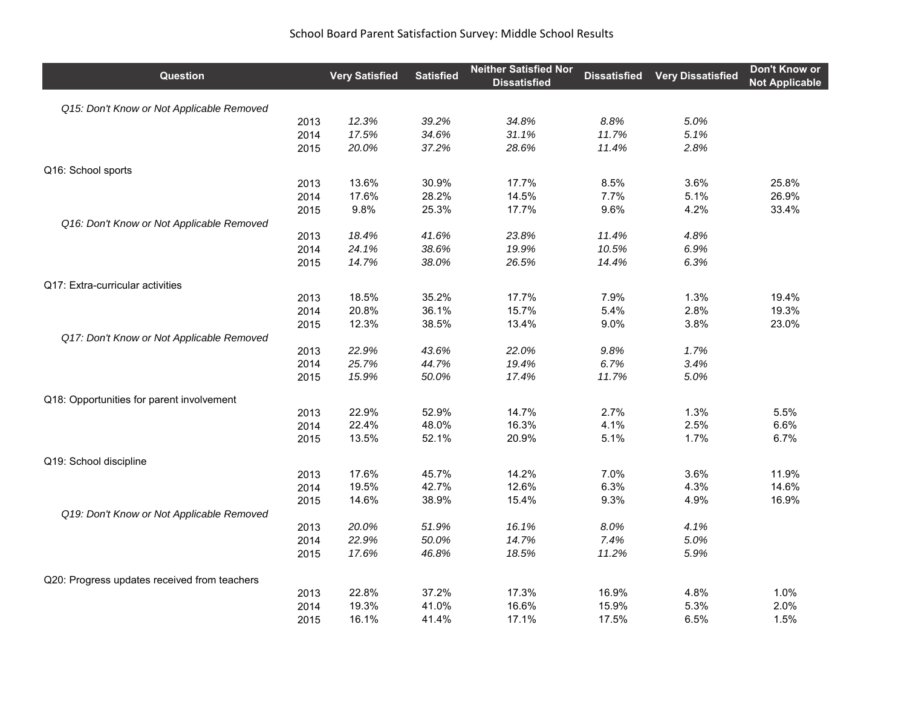# School Board Parent Satisfaction Survey: Middle School Results

| Question | | Very Satisfied | Satisfied | Neither Satisfied Nor Dissatisfied | Dissatisfied | Very Dissatisfied | Don't Know or Not Applicable |
|---|---|---|---|---|---|---|---|
| *Q15: Don't Know or Not Applicable Removed* | | | | | | | |
| | 2013 | *12.3%* | *39.2%* | *34.8%* | *8.8%* | *5.0%* | |
| | 2014 | *17.5%* | *34.6%* | *31.1%* | *11.7%* | *5.1%* | |
| | 2015 | *20.0%* | *37.2%* | *28.6%* | *11.4%* | *2.8%* | |
| Q16: School sports | | | | | | | |
| | 2013 | 13.6% | 30.9% | 17.7% | 8.5% | 3.6% | 25.8% |
| | 2014 | 17.6% | 28.2% | 14.5% | 7.7% | 5.1% | 26.9% |
| | 2015 | 9.8% | 25.3% | 17.7% | 9.6% | 4.2% | 33.4% |
| *Q16: Don't Know or Not Applicable Removed* | | | | | | | |
| | 2013 | *18.4%* | *41.6%* | *23.8%* | *11.4%* | *4.8%* | |
| | 2014 | *24.1%* | *38.6%* | *19.9%* | *10.5%* | *6.9%* | |
| | 2015 | *14.7%* | *38.0%* | *26.5%* | *14.4%* | *6.3%* | |
| Q17: Extra-curricular activities | | | | | | | |
| | 2013 | 18.5% | 35.2% | 17.7% | 7.9% | 1.3% | 19.4% |
| | 2014 | 20.8% | 36.1% | 15.7% | 5.4% | 2.8% | 19.3% |
| | 2015 | 12.3% | 38.5% | 13.4% | 9.0% | 3.8% | 23.0% |
| *Q17: Don't Know or Not Applicable Removed* | | | | | | | |
| | 2013 | *22.9%* | *43.6%* | *22.0%* | *9.8%* | *1.7%* | |
| | 2014 | *25.7%* | *44.7%* | *19.4%* | *6.7%* | *3.4%* | |
| | 2015 | *15.9%* | *50.0%* | *17.4%* | *11.7%* | *5.0%* | |
| Q18: Opportunities for parent involvement | | | | | | | |
| | 2013 | 22.9% | 52.9% | 14.7% | 2.7% | 1.3% | 5.5% |
| | 2014 | 22.4% | 48.0% | 16.3% | 4.1% | 2.5% | 6.6% |
| | 2015 | 13.5% | 52.1% | 20.9% | 5.1% | 1.7% | 6.7% |
| Q19: School discipline | | | | | | | |
| | 2013 | 17.6% | 45.7% | 14.2% | 7.0% | 3.6% | 11.9% |
| | 2014 | 19.5% | 42.7% | 12.6% | 6.3% | 4.3% | 14.6% |
| | 2015 | 14.6% | 38.9% | 15.4% | 9.3% | 4.9% | 16.9% |
| *Q19: Don't Know or Not Applicable Removed* | | | | | | | |
| | 2013 | *20.0%* | *51.9%* | *16.1%* | *8.0%* | *4.1%* | |
| | 2014 | *22.9%* | *50.0%* | *14.7%* | *7.4%* | *5.0%* | |
| | 2015 | *17.6%* | *46.8%* | *18.5%* | *11.2%* | *5.9%* | |
| Q20: Progress updates received from teachers | | | | | | | |
| | 2013 | 22.8% | 37.2% | 17.3% | 16.9% | 4.8% | 1.0% |
| | 2014 | 19.3% | 41.0% | 16.6% | 15.9% | 5.3% | 2.0% |
| | 2015 | 16.1% | 41.4% | 17.1% | 17.5% | 6.5% | 1.5% |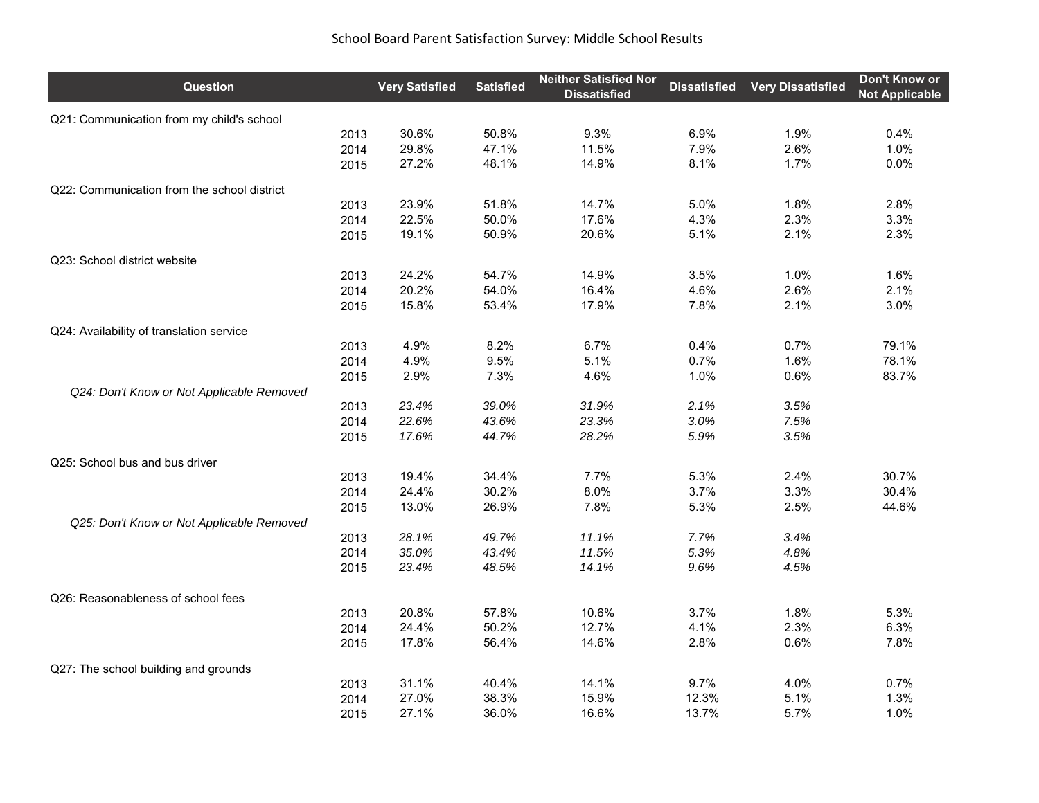# School Board Parent Satisfaction Survey: Middle School Results

| Question | | Very Satisfied | Satisfied | Neither Satisfied Nor Dissatisfied | Dissatisfied | Very Dissatisfied | Don't Know or Not Applicable |
|---|---|---|---|---|---|---|---|
| Q21: Communication from my child's school | | | | | | | |
| | 2013 | 30.6% | 50.8% | 9.3% | 6.9% | 1.9% | 0.4% |
| | 2014 | 29.8% | 47.1% | 11.5% | 7.9% | 2.6% | 1.0% |
| | 2015 | 27.2% | 48.1% | 14.9% | 8.1% | 1.7% | 0.0% |
| Q22: Communication from the school district | | | | | | | |
| | 2013 | 23.9% | 51.8% | 14.7% | 5.0% | 1.8% | 2.8% |
| | 2014 | 22.5% | 50.0% | 17.6% | 4.3% | 2.3% | 3.3% |
| | 2015 | 19.1% | 50.9% | 20.6% | 5.1% | 2.1% | 2.3% |
| Q23: School district website | | | | | | | |
| | 2013 | 24.2% | 54.7% | 14.9% | 3.5% | 1.0% | 1.6% |
| | 2014 | 20.2% | 54.0% | 16.4% | 4.6% | 2.6% | 2.1% |
| | 2015 | 15.8% | 53.4% | 17.9% | 7.8% | 2.1% | 3.0% |
| Q24: Availability of translation service | | | | | | | |
| | 2013 | 4.9% | 8.2% | 6.7% | 0.4% | 0.7% | 79.1% |
| | 2014 | 4.9% | 9.5% | 5.1% | 0.7% | 1.6% | 78.1% |
| | 2015 | 2.9% | 7.3% | 4.6% | 1.0% | 0.6% | 83.7% |
| *Q24: Don't Know or Not Applicable Removed* | | | | | | | |
| | 2013 | *23.4%* | *39.0%* | *31.9%* | *2.1%* | *3.5%* | |
| | 2014 | *22.6%* | *43.6%* | *23.3%* | *3.0%* | *7.5%* | |
| | 2015 | *17.6%* | *44.7%* | *28.2%* | *5.9%* | *3.5%* | |
| Q25: School bus and bus driver | | | | | | | |
| | 2013 | 19.4% | 34.4% | 7.7% | 5.3% | 2.4% | 30.7% |
| | 2014 | 24.4% | 30.2% | 8.0% | 3.7% | 3.3% | 30.4% |
| | 2015 | 13.0% | 26.9% | 7.8% | 5.3% | 2.5% | 44.6% |
| *Q25: Don't Know or Not Applicable Removed* | | | | | | | |
| | 2013 | *28.1%* | *49.7%* | *11.1%* | *7.7%* | *3.4%* | |
| | 2014 | *35.0%* | *43.4%* | *11.5%* | *5.3%* | *4.8%* | |
| | 2015 | *23.4%* | *48.5%* | *14.1%* | *9.6%* | *4.5%* | |
| Q26: Reasonableness of school fees | | | | | | | |
| | 2013 | 20.8% | 57.8% | 10.6% | 3.7% | 1.8% | 5.3% |
| | 2014 | 24.4% | 50.2% | 12.7% | 4.1% | 2.3% | 6.3% |
| | 2015 | 17.8% | 56.4% | 14.6% | 2.8% | 0.6% | 7.8% |
| Q27: The school building and grounds | | | | | | | |
| | 2013 | 31.1% | 40.4% | 14.1% | 9.7% | 4.0% | 0.7% |
| | 2014 | 27.0% | 38.3% | 15.9% | 12.3% | 5.1% | 1.3% |
| | 2015 | 27.1% | 36.0% | 16.6% | 13.7% | 5.7% | 1.0% |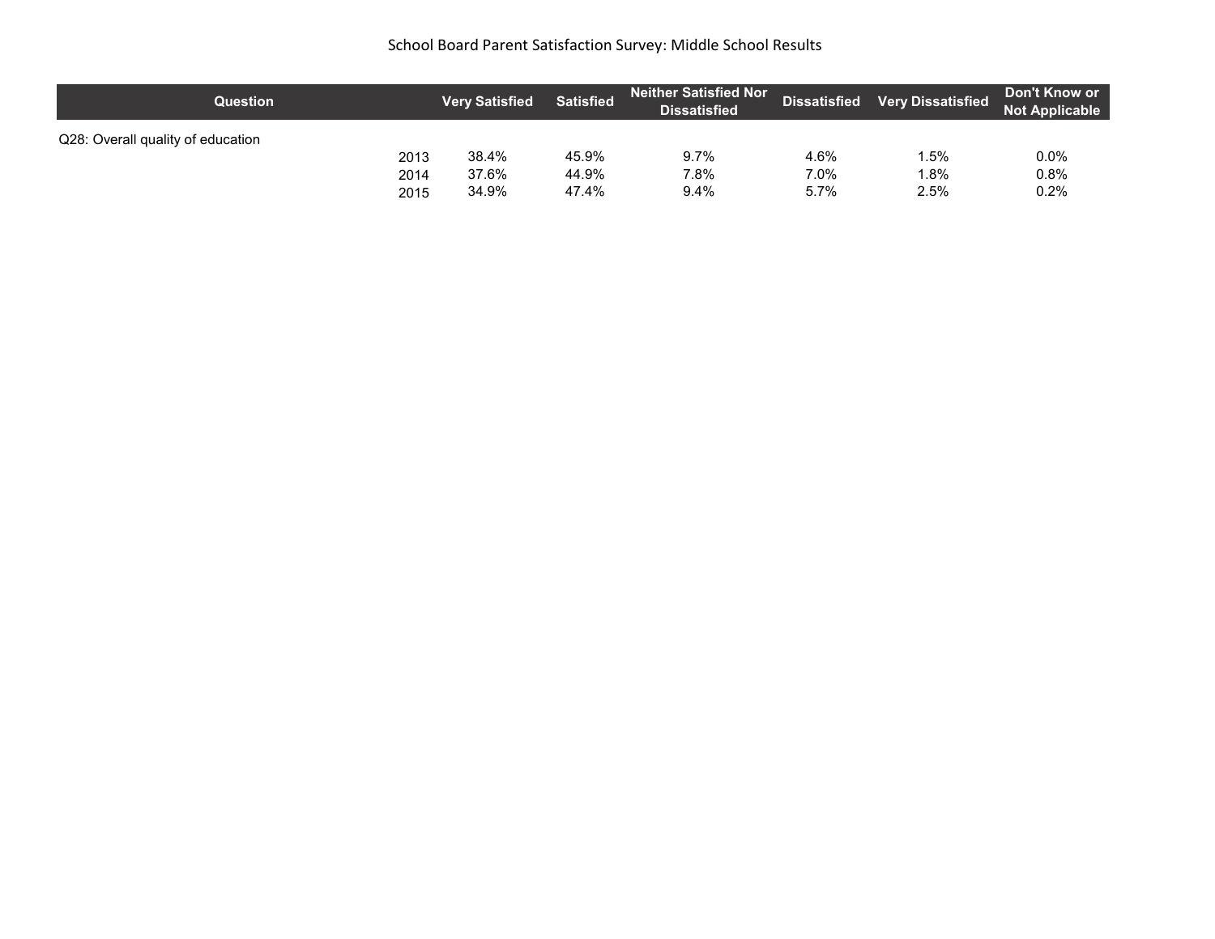School Board Parent Satisfaction Survey: Middle School Results

| Question | | Very Satisfied | Satisfied | Neither Satisfied Nor Dissatisfied | Dissatisfied | Very Dissatisfied | Don't Know or Not Applicable |
|---|---|---|---|---|---|---|---|
| Q28: Overall quality of education | | | | | | | |
| | 2013 | 38.4% | 45.9% | 9.7% | 4.6% | 1.5% | 0.0% |
| | 2014 | 37.6% | 44.9% | 7.8% | 7.0% | 1.8% | 0.8% |
| | 2015 | 34.9% | 47.4% | 9.4% | 5.7% | 2.5% | 0.2% |